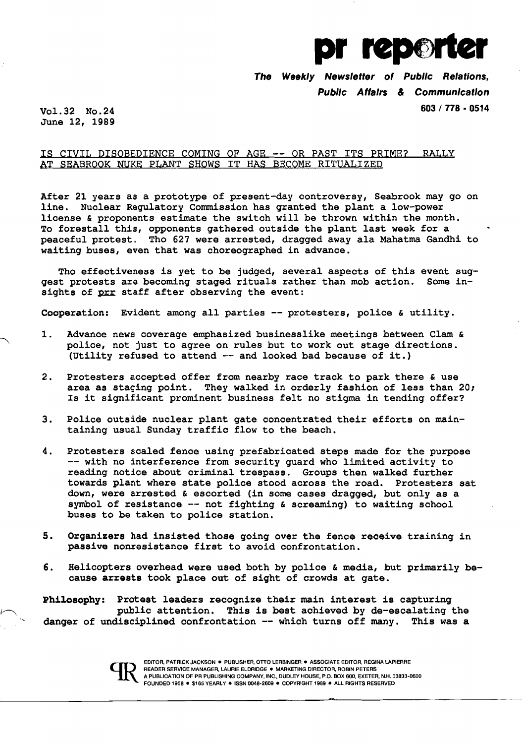# pr reporter

***The Weekly Newsletter of Public Relations, Public Affairs & Communication***

603 / 778 - 0514

Vol.32 No.24
June 12, 1989

## IS CIVIL DISOBEDIENCE COMING OF AGE -- OR PAST ITS PRIME? RALLY AT SEABROOK NUKE PLANT SHOWS IT HAS BECOME RITUALIZED

After 21 years as a prototype of present-day controversy, Seabrook may go on line. Nuclear Regulatory Commission has granted the plant a low-power license & proponents estimate the switch will be thrown within the month. To forestall this, opponents gathered outside the plant last week for a peaceful protest. Tho 627 were arrested, dragged away ala Mahatma Gandhi to waiting buses, even that was choreographed in advance.

Tho effectiveness is yet to be judged, several aspects of this event suggest protests are becoming staged rituals rather than mob action. Some insights of prr staff after observing the event:

**Cooperation:** Evident among all parties -- protesters, police & utility.

1. Advance news coverage emphasized businesslike meetings between Clam & police, not just to agree on rules but to work out stage directions. (Utility refused to attend -- and looked bad because of it.)
2. Protesters accepted offer from nearby race track to park there & use area as staging point. They walked in orderly fashion of less than 20; Is it significant prominent business felt no stigma in tending offer?
3. Police outside nuclear plant gate concentrated their efforts on maintaining usual Sunday traffic flow to the beach.
4. Protesters scaled fence using prefabricated steps made for the purpose -- with no interference from security guard who limited activity to reading notice about criminal trespass. Groups then walked further towards plant where state police stood across the road. Protesters sat down, were arrested & escorted (in some cases dragged, but only as a symbol of resistance -- not fighting & screaming) to waiting school buses to be taken to police station.
5. **Organizers had insisted those going over the fence receive training in passive nonresistance first to avoid confrontation.**
6. Helicopters overhead were used both by police & media, but primarily because arrests took place out of sight of crowds at gate.

**Philosophy:** Protest leaders recognize their main interest is capturing public attention. This is best achieved by de-escalating the danger of undisciplined confrontation -- which turns off many. This was a

EDITOR, PATRICK JACKSON • PUBLISHER, OTTO LERBINGER • ASSOCIATE EDITOR, REGINA LAPIERRE
READER SERVICE MANAGER, LAURIE ELDRIDGE • MARKETING DIRECTOR, ROBIN PETERS
A PUBLICATION OF PR PUBLISHING COMPANY, INC., DUDLEY HOUSE, P.O. BOX 600, EXETER, N.H. 03833-0600
FOUNDED 1958 • $165 YEARLY • ISSN 0048-2609 • COPYRIGHT 1989 • ALL RIGHTS RESERVED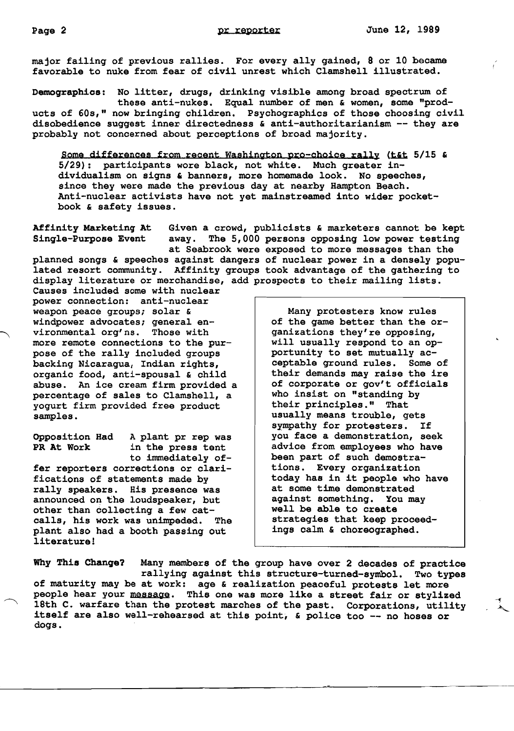major failing of previous rallies. For every ally gained, 8 or 10 became favorable to nuke from fear of civil unrest which Clamshell illustrated.

**Demographics:** No litter, drugs, drinking visible among broad spectrum of these anti-nukes. Equal number of men & women, some "products of 60s," now bringing children. Psychographics of those choosing civil disobedience suggest inner directedness & anti-authoritarianism -- they are probably not concerned about perceptions of broad majority.

> Some differences from recent Washington pro-choice rally (t&t 5/15 & 5/29): participants wore black, not white. Much greater individualism on signs & banners, more homemade look. No speeches, since they were made the previous day at nearby Hampton Beach. Anti-nuclear activists have not yet mainstreamed into wider pocketbook & safety issues.

**Affinity Marketing At Single-Purpose Event** Given a crowd, publicists & marketers cannot be kept away. The 5,000 persons opposing low power testing at Seabrook were exposed to more messages than the planned songs & speeches against dangers of nuclear power in a densely populated resort community. Affinity groups took advantage of the gathering to display literature or merchandise, add prospects to their mailing lists. Causes included some with nuclear power connection: anti-nuclear weapon peace groups; solar & windpower advocates; general environmental org'ns. Those with more remote connections to the purpose of the rally included groups backing Nicaragua, Indian rights, organic food, anti-spousal & child abuse. An ice cream firm provided a percentage of sales to Clamshell, a yogurt firm provided free product samples.

**Opposition Had PR At Work** A plant pr rep was in the press tent to immediately offer reporters corrections or clarifications of statements made by rally speakers. His presence was announced on the loudspeaker, but other than collecting a few catcalls, his work was unimpeded. The plant also had a booth passing out literature!

> Many protesters know rules of the game better than the organizations they're opposing, will usually respond to an opportunity to set mutually acceptable ground rules. Some of their demands may raise the ire of corporate or gov't officials who insist on "standing by their principles." That usually means trouble, gets sympathy for protesters. If you face a demonstration, seek advice from employees who have been part of such demostrations. Every organization today has in it people who have at some time demonstrated against something. You may well be able to create strategies that keep proceedings calm & choreographed.

**Why This Change?** Many members of the group have over 2 decades of practice rallying against this structure-turned-symbol. Two types of maturity may be at work: age & realization peaceful protests let more people hear your message. This one was more like a street fair or stylized 18th C. warfare than the protest marches of the past. Corporations, utility itself are also well-rehearsed at this point, & police too -- no hoses or dogs.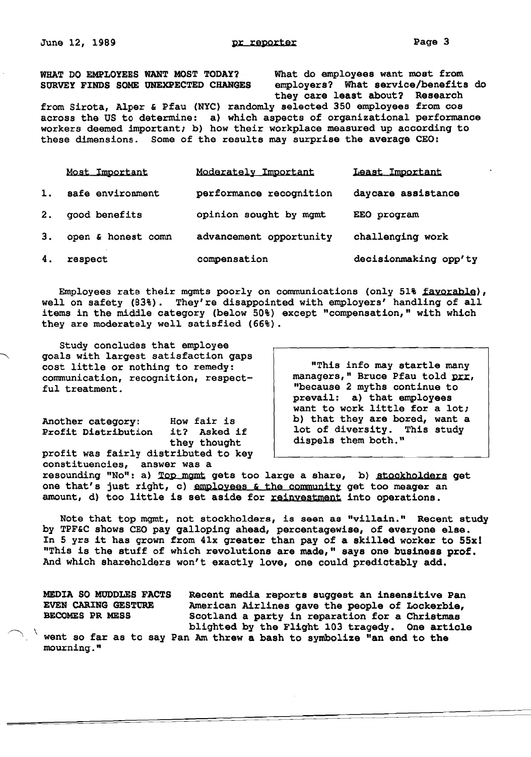**WHAT DO EMPLOYEES WANT MOST TODAY? SURVEY FINDS SOME UNEXPECTED CHANGES**

What do employees want most from employers? What service/benefits do they care least about? Research from Sirota, Alper & Pfau (NYC) randomly selected 350 employees from cos across the US to determine: a) which aspects of organizational performance workers deemed important; b) how their workplace measured up according to these dimensions. Some of the results may surprise the average CEO:

| | Most Important | Moderately Important | Least Important |
|---|---|---|---|
| 1. | safe environment | performance recognition | daycare assistance |
| 2. | good benefits | opinion sought by mgmt | EEO program |
| 3. | open & honest comn | advancement opportunity | challenging work |
| 4. | respect | compensation | decisionmaking opp'ty |

Employees rate their mgmts poorly on communications (only 51% favorable), well on safety (83%). They're disappointed with employers' handling of all items in the middle category (below 50%) except "compensation," with which they are moderately well satisfied (66%).

Study concludes that employee goals with largest satisfaction gaps cost little or nothing to remedy: communication, recognition, respectful treatment.

> "This info may startle many managers," Bruce Pfau told prr, "because 2 myths continue to prevail: a) that employees want to work little for a lot; b) that they are bored, want a lot of diversity. This study dispels them both."

Another category: Profit Distribution. How fair is it? Asked if they thought profit was fairly distributed to key constituencies, answer was a resounding "No": a) Top mgmt gets too large a share, b) stockholders get one that's just right, c) employees & the community get too meager an amount, d) too little is set aside for reinvestment into operations.

Note that top mgmt, not stockholders, is seen as "villain." Recent study by TPF&C shows CEO pay galloping ahead, percentagewise, of everyone else. In 5 yrs it has grown from 41x greater than pay of a skilled worker to 55x! "This is the stuff of which revolutions are made," says one business prof. And which shareholders won't exactly love, one could predictably add.

**MEDIA SO MUDDLES FACTS EVEN CARING GESTURE BECOMES PR MESS**

Recent media reports suggest an insensitive Pan American Airlines gave the people of Lockerbie, Scotland a party in reparation for a Christmas blighted by the Flight 103 tragedy. One article went so far as to say Pan Am threw a bash to symbolize "an end to the mourning."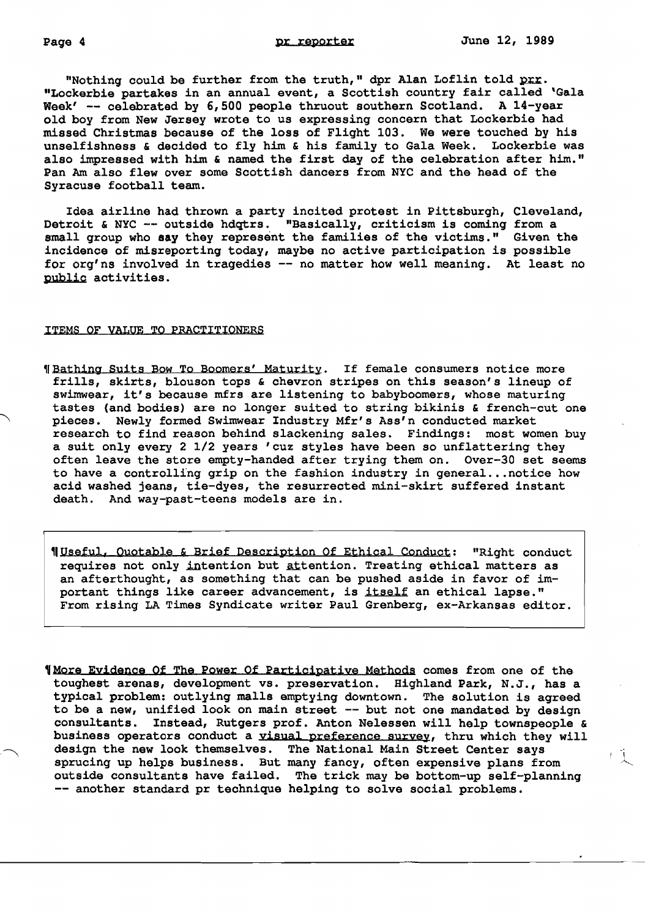"Nothing could be further from the truth," dpr Alan Loflin told prr. "Lockerbie partakes in an annual event, a Scottish country fair called 'Gala Week' -- celebrated by 6,500 people thruout southern Scotland. A 14-year old boy from New Jersey wrote to us expressing concern that Lockerbie had missed Christmas because of the loss of Flight 103. We were touched by his unselfishness & decided to fly him & his family to Gala Week. Lockerbie was also impressed with him & named the first day of the celebration after him." Pan Am also flew over some Scottish dancers from NYC and the head of the Syracuse football team.

Idea airline had thrown a party incited protest in Pittsburgh, Cleveland, Detroit & NYC -- outside hdqtrs. "Basically, criticism is coming from a small group who **say** they represent the families of the victims." Given the incidence of misreporting today, maybe no active participation is possible for org'ns involved in tragedies -- no matter how well meaning. At least no public activities.

## ITEMS OF VALUE TO PRACTITIONERS

¶Bathing Suits Bow To Boomers' Maturity. If female consumers notice more frills, skirts, blouson tops & chevron stripes on this season's lineup of swimwear, it's because mfrs are listening to babyboomers, whose maturing tastes (and bodies) are no longer suited to string bikinis & french-cut one pieces. Newly formed Swimwear Industry Mfr's Ass'n conducted market research to find reason behind slackening sales. Findings: most women buy a suit only every 2 1/2 years 'cuz styles have been so unflattering they often leave the store empty-handed after trying them on. Over-30 set seems to have a controlling grip on the fashion industry in general...notice how acid washed jeans, tie-dyes, the resurrected mini-skirt suffered instant death. And way-past-teens models are in.

¶Useful, Quotable & Brief Description Of Ethical Conduct: "Right conduct requires not only intention but attention. Treating ethical matters as an afterthought, as something that can be pushed aside in favor of important things like career advancement, is itself an ethical lapse." From rising LA Times Syndicate writer Paul Grenberg, ex-Arkansas editor.

¶More Evidence Of The Power Of Participative Methods comes from one of the toughest arenas, development vs. preservation. Highland Park, N.J., has a typical problem: outlying malls emptying downtown. The solution is agreed to be a new, unified look on main street -- but not one mandated by design consultants. Instead, Rutgers prof. Anton Nelessen will help townspeople & business operators conduct a visual preference survey, thru which they will design the new look themselves. The National Main Street Center says sprucing up helps business. But many fancy, often expensive plans from outside consultants have failed. The trick may be bottom-up self-planning -- another standard pr technique helping to solve social problems.